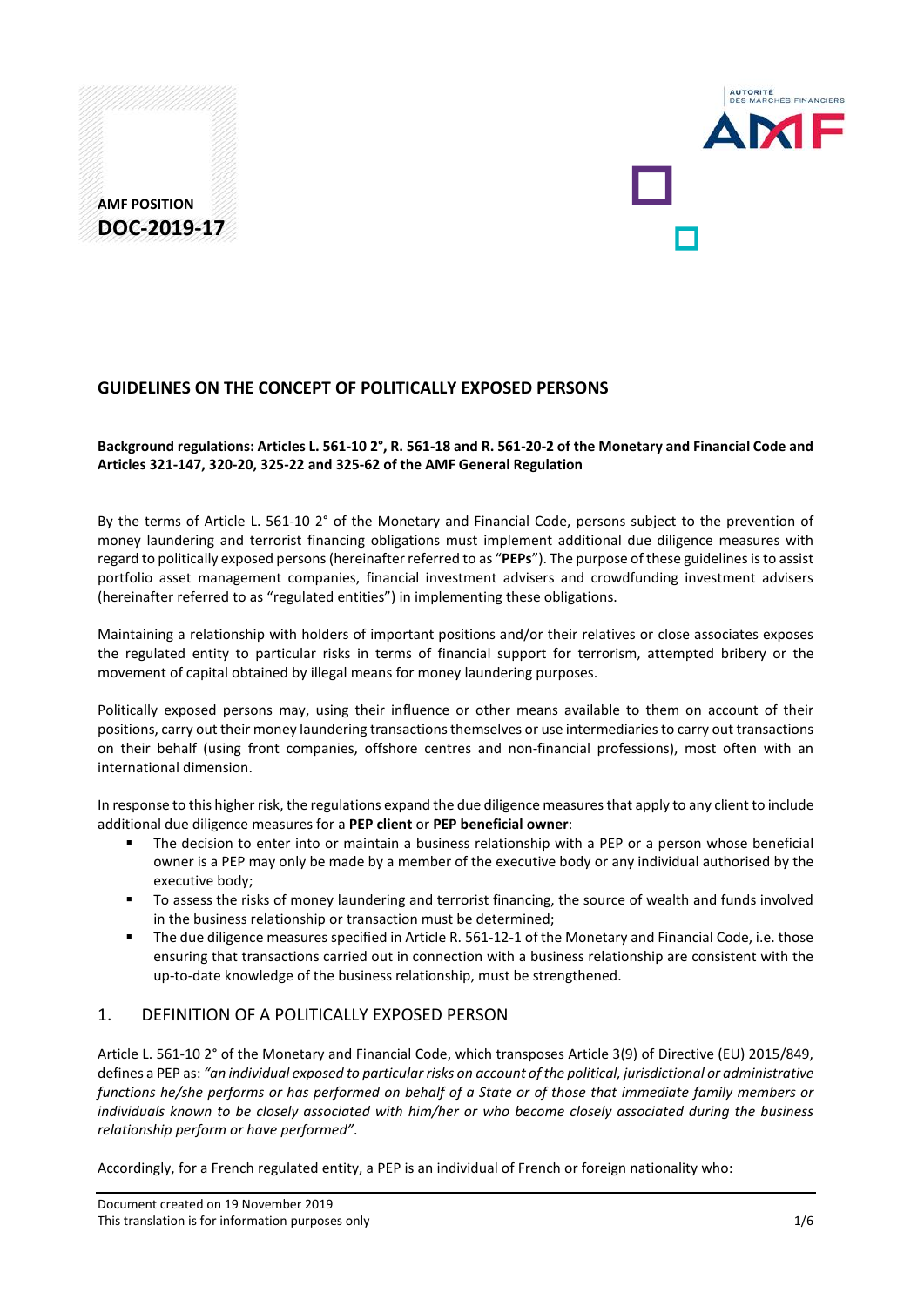**AMF POSITION**
**DOC-2019-17**

## GUIDELINES ON THE CONCEPT OF POLITICALLY EXPOSED PERSONS

**Background regulations: Articles L. 561-10 2°, R. 561-18 and R. 561-20-2 of the Monetary and Financial Code and Articles 321-147, 320-20, 325-22 and 325-62 of the AMF General Regulation**

By the terms of Article L. 561-10 2° of the Monetary and Financial Code, persons subject to the prevention of money laundering and terrorist financing obligations must implement additional due diligence measures with regard to politically exposed persons (hereinafter referred to as "**PEPs**"). The purpose of these guidelines is to assist portfolio asset management companies, financial investment advisers and crowdfunding investment advisers (hereinafter referred to as "regulated entities") in implementing these obligations.

Maintaining a relationship with holders of important positions and/or their relatives or close associates exposes the regulated entity to particular risks in terms of financial support for terrorism, attempted bribery or the movement of capital obtained by illegal means for money laundering purposes.

Politically exposed persons may, using their influence or other means available to them on account of their positions, carry out their money laundering transactions themselves or use intermediaries to carry out transactions on their behalf (using front companies, offshore centres and non-financial professions), most often with an international dimension.

In response to this higher risk, the regulations expand the due diligence measures that apply to any client to include additional due diligence measures for a **PEP client** or **PEP beneficial owner**:

- The decision to enter into or maintain a business relationship with a PEP or a person whose beneficial owner is a PEP may only be made by a member of the executive body or any individual authorised by the executive body;
- To assess the risks of money laundering and terrorist financing, the source of wealth and funds involved in the business relationship or transaction must be determined;
- The due diligence measures specified in Article R. 561-12-1 of the Monetary and Financial Code, i.e. those ensuring that transactions carried out in connection with a business relationship are consistent with the up-to-date knowledge of the business relationship, must be strengthened.

## 1. DEFINITION OF A POLITICALLY EXPOSED PERSON

Article L. 561-10 2° of the Monetary and Financial Code, which transposes Article 3(9) of Directive (EU) 2015/849, defines a PEP as: *"an individual exposed to particular risks on account of the political, jurisdictional or administrative functions he/she performs or has performed on behalf of a State or of those that immediate family members or individuals known to be closely associated with him/her or who become closely associated during the business relationship perform or have performed"*.

Accordingly, for a French regulated entity, a PEP is an individual of French or foreign nationality who:

Document created on 19 November 2019
This translation is for information purposes only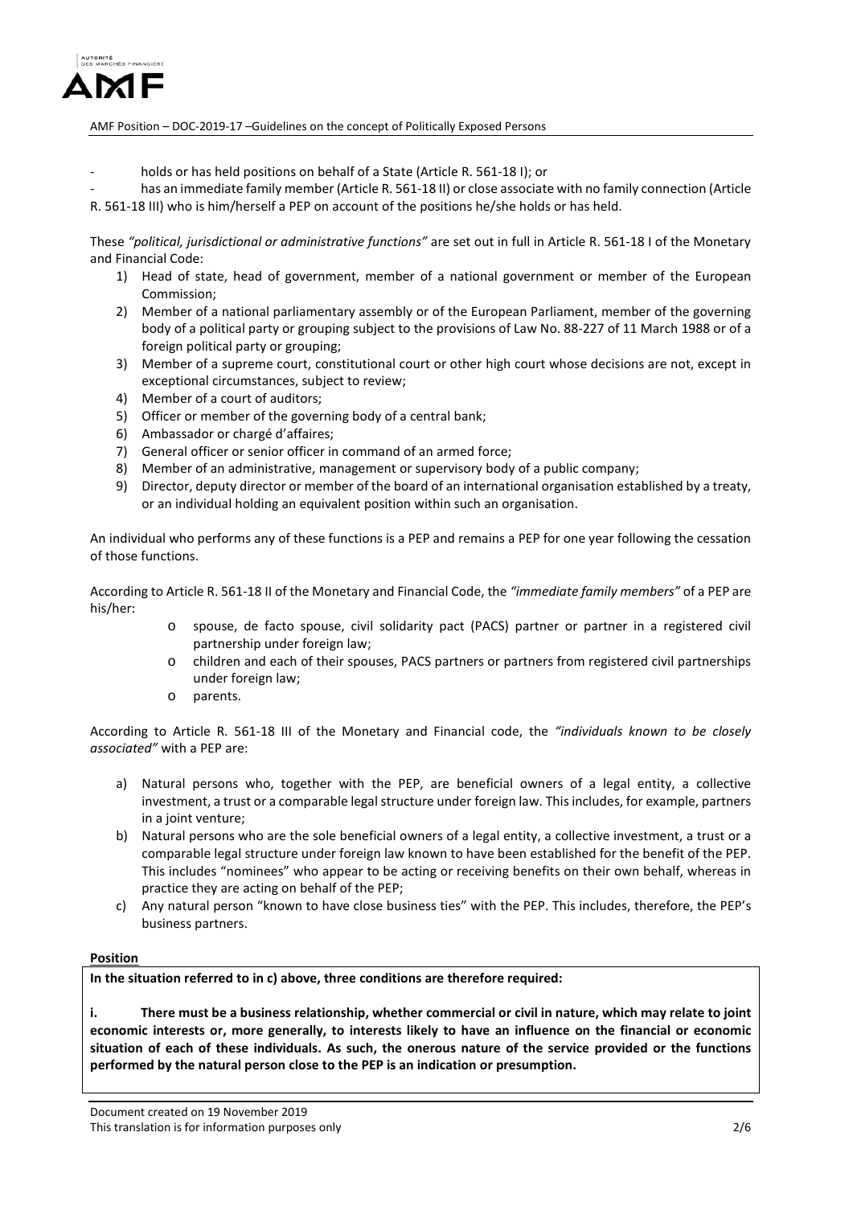- holds or has held positions on behalf of a State (Article R. 561-18 I); or
- has an immediate family member (Article R. 561-18 II) or close associate with no family connection (Article R. 561-18 III) who is him/herself a PEP on account of the positions he/she holds or has held.

These *"political, jurisdictional or administrative functions"* are set out in full in Article R. 561-18 I of the Monetary and Financial Code:

1) Head of state, head of government, member of a national government or member of the European Commission;
2) Member of a national parliamentary assembly or of the European Parliament, member of the governing body of a political party or grouping subject to the provisions of Law No. 88-227 of 11 March 1988 or of a foreign political party or grouping;
3) Member of a supreme court, constitutional court or other high court whose decisions are not, except in exceptional circumstances, subject to review;
4) Member of a court of auditors;
5) Officer or member of the governing body of a central bank;
6) Ambassador or chargé d'affaires;
7) General officer or senior officer in command of an armed force;
8) Member of an administrative, management or supervisory body of a public company;
9) Director, deputy director or member of the board of an international organisation established by a treaty, or an individual holding an equivalent position within such an organisation.

An individual who performs any of these functions is a PEP and remains a PEP for one year following the cessation of those functions.

According to Article R. 561-18 II of the Monetary and Financial Code, the *"immediate family members"* of a PEP are his/her:

- spouse, de facto spouse, civil solidarity pact (PACS) partner or partner in a registered civil partnership under foreign law;
- children and each of their spouses, PACS partners or partners from registered civil partnerships under foreign law;
- parents.

According to Article R. 561-18 III of the Monetary and Financial code, the *"individuals known to be closely associated"* with a PEP are:

a) Natural persons who, together with the PEP, are beneficial owners of a legal entity, a collective investment, a trust or a comparable legal structure under foreign law. This includes, for example, partners in a joint venture;
b) Natural persons who are the sole beneficial owners of a legal entity, a collective investment, a trust or a comparable legal structure under foreign law known to have been established for the benefit of the PEP. This includes "nominees" who appear to be acting or receiving benefits on their own behalf, whereas in practice they are acting on behalf of the PEP;
c) Any natural person "known to have close business ties" with the PEP. This includes, therefore, the PEP's business partners.

**Position**

**In the situation referred to in c) above, three conditions are therefore required:**

**i. There must be a business relationship, whether commercial or civil in nature, which may relate to joint economic interests or, more generally, to interests likely to have an influence on the financial or economic situation of each of these individuals. As such, the onerous nature of the service provided or the functions performed by the natural person close to the PEP is an indication or presumption.**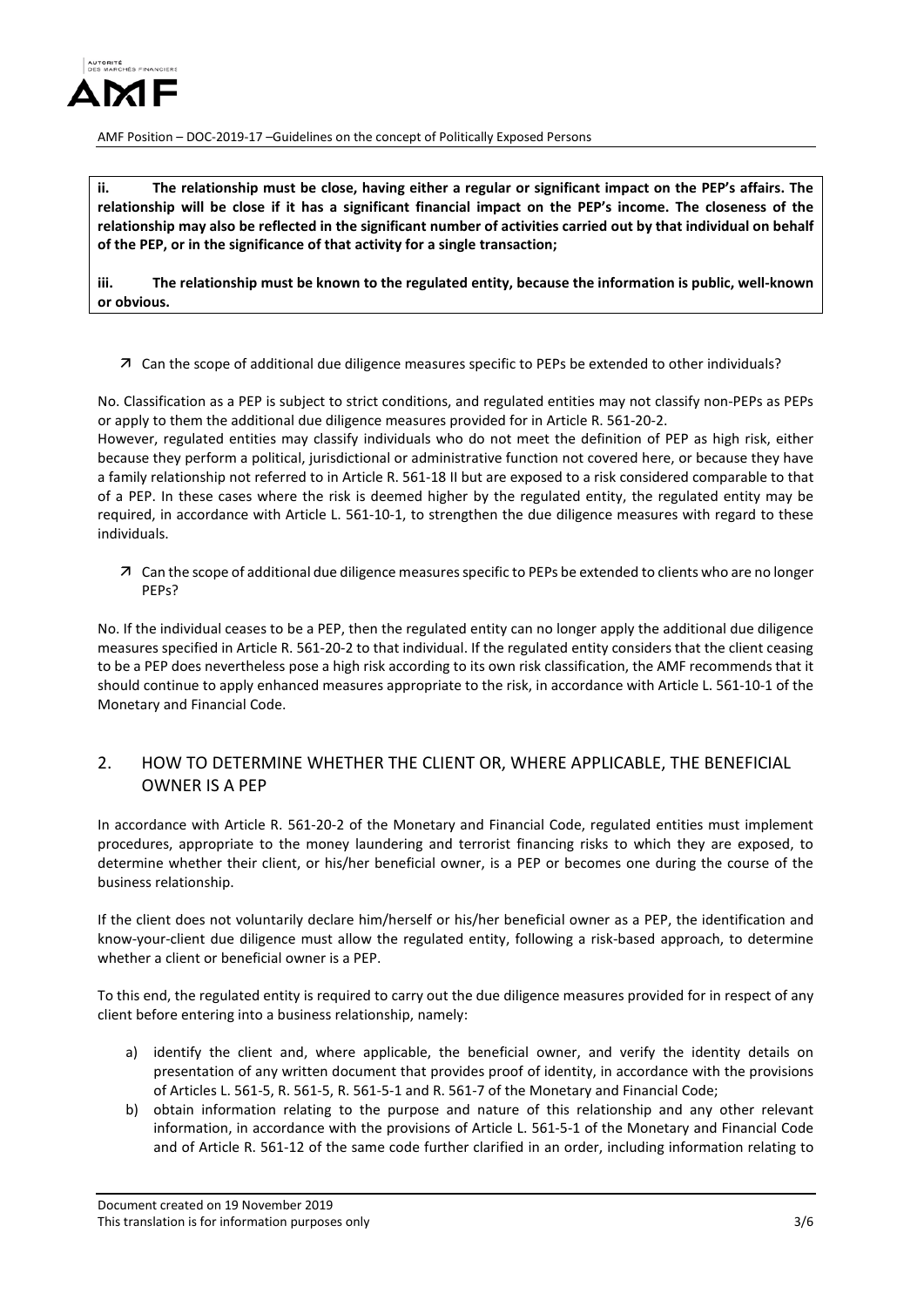**ii. The relationship must be close, having either a regular or significant impact on the PEP's affairs. The relationship will be close if it has a significant financial impact on the PEP's income. The closeness of the relationship may also be reflected in the significant number of activities carried out by that individual on behalf of the PEP, or in the significance of that activity for a single transaction;**

**iii. The relationship must be known to the regulated entity, because the information is public, well-known or obvious.**

↗ Can the scope of additional due diligence measures specific to PEPs be extended to other individuals?

No. Classification as a PEP is subject to strict conditions, and regulated entities may not classify non-PEPs as PEPs or apply to them the additional due diligence measures provided for in Article R. 561-20-2.
However, regulated entities may classify individuals who do not meet the definition of PEP as high risk, either because they perform a political, jurisdictional or administrative function not covered here, or because they have a family relationship not referred to in Article R. 561-18 II but are exposed to a risk considered comparable to that of a PEP. In these cases where the risk is deemed higher by the regulated entity, the regulated entity may be required, in accordance with Article L. 561-10-1, to strengthen the due diligence measures with regard to these individuals.

↗ Can the scope of additional due diligence measures specific to PEPs be extended to clients who are no longer PEPs?

No. If the individual ceases to be a PEP, then the regulated entity can no longer apply the additional due diligence measures specified in Article R. 561-20-2 to that individual. If the regulated entity considers that the client ceasing to be a PEP does nevertheless pose a high risk according to its own risk classification, the AMF recommends that it should continue to apply enhanced measures appropriate to the risk, in accordance with Article L. 561-10-1 of the Monetary and Financial Code.

## 2. HOW TO DETERMINE WHETHER THE CLIENT OR, WHERE APPLICABLE, THE BENEFICIAL OWNER IS A PEP

In accordance with Article R. 561-20-2 of the Monetary and Financial Code, regulated entities must implement procedures, appropriate to the money laundering and terrorist financing risks to which they are exposed, to determine whether their client, or his/her beneficial owner, is a PEP or becomes one during the course of the business relationship.

If the client does not voluntarily declare him/herself or his/her beneficial owner as a PEP, the identification and know-your-client due diligence must allow the regulated entity, following a risk-based approach, to determine whether a client or beneficial owner is a PEP.

To this end, the regulated entity is required to carry out the due diligence measures provided for in respect of any client before entering into a business relationship, namely:

a) identify the client and, where applicable, the beneficial owner, and verify the identity details on presentation of any written document that provides proof of identity, in accordance with the provisions of Articles L. 561-5, R. 561-5, R. 561-5-1 and R. 561-7 of the Monetary and Financial Code;
b) obtain information relating to the purpose and nature of this relationship and any other relevant information, in accordance with the provisions of Article L. 561-5-1 of the Monetary and Financial Code and of Article R. 561-12 of the same code further clarified in an order, including information relating to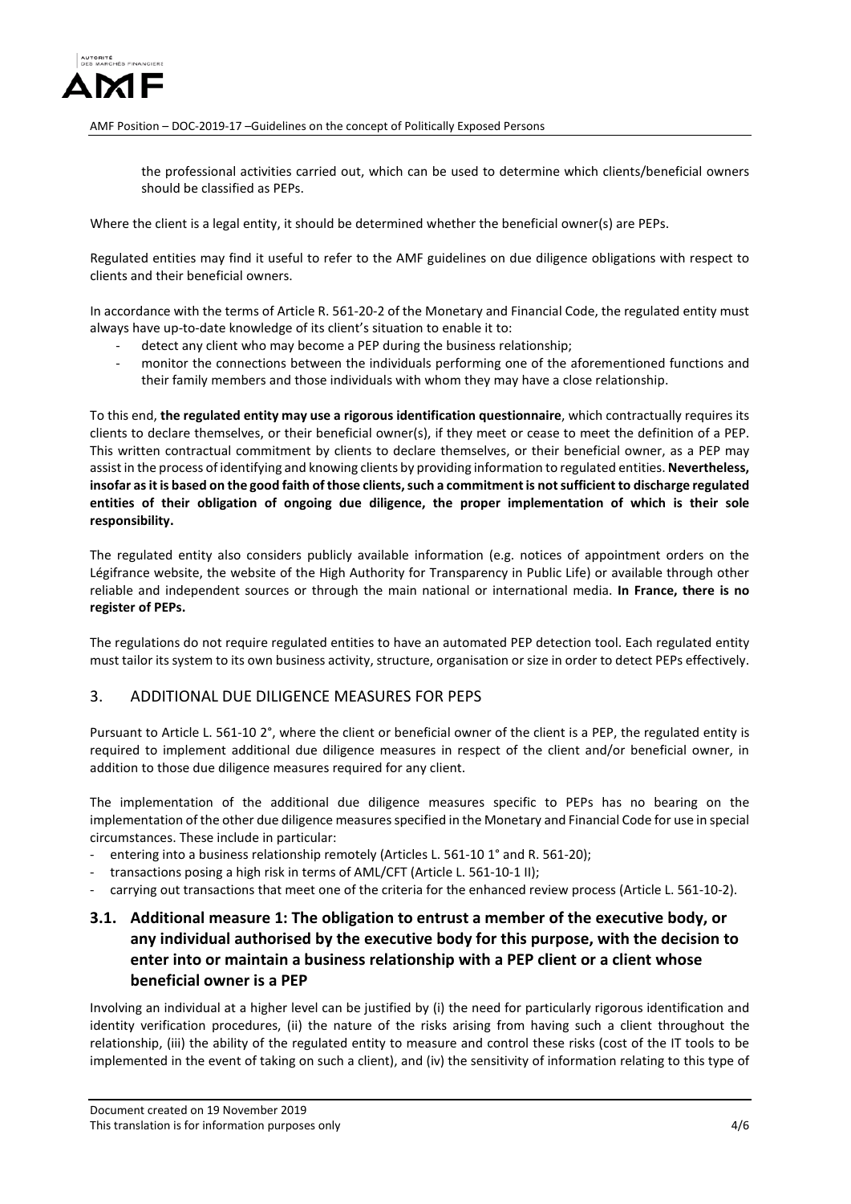the professional activities carried out, which can be used to determine which clients/beneficial owners should be classified as PEPs.

Where the client is a legal entity, it should be determined whether the beneficial owner(s) are PEPs.

Regulated entities may find it useful to refer to the AMF guidelines on due diligence obligations with respect to clients and their beneficial owners.

In accordance with the terms of Article R. 561-20-2 of the Monetary and Financial Code, the regulated entity must always have up-to-date knowledge of its client's situation to enable it to:

- detect any client who may become a PEP during the business relationship;
- monitor the connections between the individuals performing one of the aforementioned functions and their family members and those individuals with whom they may have a close relationship.

To this end, **the regulated entity may use a rigorous identification questionnaire**, which contractually requires its clients to declare themselves, or their beneficial owner(s), if they meet or cease to meet the definition of a PEP. This written contractual commitment by clients to declare themselves, or their beneficial owner, as a PEP may assist in the process of identifying and knowing clients by providing information to regulated entities. **Nevertheless, insofar as it is based on the good faith of those clients, such a commitment is not sufficient to discharge regulated entities of their obligation of ongoing due diligence, the proper implementation of which is their sole responsibility.**

The regulated entity also considers publicly available information (e.g. notices of appointment orders on the Légifrance website, the website of the High Authority for Transparency in Public Life) or available through other reliable and independent sources or through the main national or international media. **In France, there is no register of PEPs.**

The regulations do not require regulated entities to have an automated PEP detection tool. Each regulated entity must tailor its system to its own business activity, structure, organisation or size in order to detect PEPs effectively.

## 3. ADDITIONAL DUE DILIGENCE MEASURES FOR PEPS

Pursuant to Article L. 561-10 2°, where the client or beneficial owner of the client is a PEP, the regulated entity is required to implement additional due diligence measures in respect of the client and/or beneficial owner, in addition to those due diligence measures required for any client.

The implementation of the additional due diligence measures specific to PEPs has no bearing on the implementation of the other due diligence measures specified in the Monetary and Financial Code for use in special circumstances. These include in particular:

- entering into a business relationship remotely (Articles L. 561-10 1° and R. 561-20);
- transactions posing a high risk in terms of AML/CFT (Article L. 561-10-1 II);
- carrying out transactions that meet one of the criteria for the enhanced review process (Article L. 561-10-2).

### 3.1. Additional measure 1: The obligation to entrust a member of the executive body, or any individual authorised by the executive body for this purpose, with the decision to enter into or maintain a business relationship with a PEP client or a client whose beneficial owner is a PEP

Involving an individual at a higher level can be justified by (i) the need for particularly rigorous identification and identity verification procedures, (ii) the nature of the risks arising from having such a client throughout the relationship, (iii) the ability of the regulated entity to measure and control these risks (cost of the IT tools to be implemented in the event of taking on such a client), and (iv) the sensitivity of information relating to this type of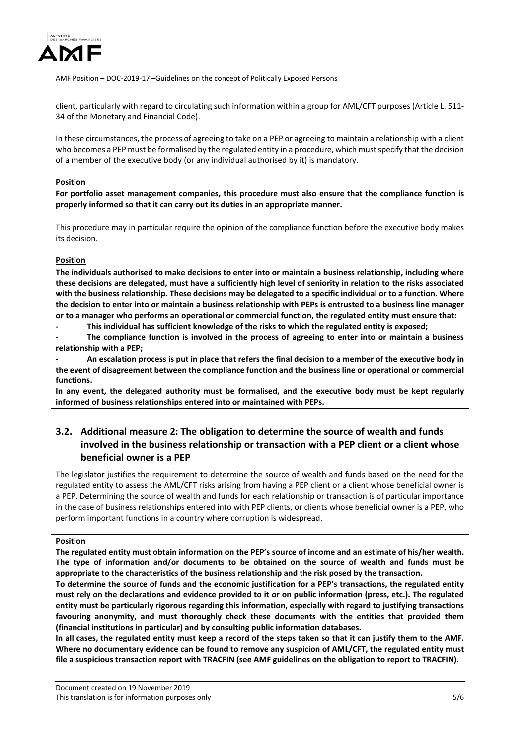client, particularly with regard to circulating such information within a group for AML/CFT purposes (Article L. 511-34 of the Monetary and Financial Code).

In these circumstances, the process of agreeing to take on a PEP or agreeing to maintain a relationship with a client who becomes a PEP must be formalised by the regulated entity in a procedure, which must specify that the decision of a member of the executive body (or any individual authorised by it) is mandatory.

**Position**

**For portfolio asset management companies, this procedure must also ensure that the compliance function is properly informed so that it can carry out its duties in an appropriate manner.**

This procedure may in particular require the opinion of the compliance function before the executive body makes its decision.

**Position**

**The individuals authorised to make decisions to enter into or maintain a business relationship, including where these decisions are delegated, must have a sufficiently high level of seniority in relation to the risks associated with the business relationship. These decisions may be delegated to a specific individual or to a function. Where the decision to enter into or maintain a business relationship with PEPs is entrusted to a business line manager or to a manager who performs an operational or commercial function, the regulated entity must ensure that:**

- **This individual has sufficient knowledge of the risks to which the regulated entity is exposed;**
- **The compliance function is involved in the process of agreeing to enter into or maintain a business relationship with a PEP;**
- **An escalation process is put in place that refers the final decision to a member of the executive body in the event of disagreement between the compliance function and the business line or operational or commercial functions.**

**In any event, the delegated authority must be formalised, and the executive body must be kept regularly informed of business relationships entered into or maintained with PEPs.**

## 3.2. Additional measure 2: The obligation to determine the source of wealth and funds involved in the business relationship or transaction with a PEP client or a client whose beneficial owner is a PEP

The legislator justifies the requirement to determine the source of wealth and funds based on the need for the regulated entity to assess the AML/CFT risks arising from having a PEP client or a client whose beneficial owner is a PEP. Determining the source of wealth and funds for each relationship or transaction is of particular importance in the case of business relationships entered into with PEP clients, or clients whose beneficial owner is a PEP, who perform important functions in a country where corruption is widespread.

**Position**

**The regulated entity must obtain information on the PEP's source of income and an estimate of his/her wealth. The type of information and/or documents to be obtained on the source of wealth and funds must be appropriate to the characteristics of the business relationship and the risk posed by the transaction.**

**To determine the source of funds and the economic justification for a PEP's transactions, the regulated entity must rely on the declarations and evidence provided to it or on public information (press, etc.). The regulated entity must be particularly rigorous regarding this information, especially with regard to justifying transactions favouring anonymity, and must thoroughly check these documents with the entities that provided them (financial institutions in particular) and by consulting public information databases.**

**In all cases, the regulated entity must keep a record of the steps taken so that it can justify them to the AMF. Where no documentary evidence can be found to remove any suspicion of AML/CFT, the regulated entity must file a suspicious transaction report with TRACFIN (see AMF guidelines on the obligation to report to TRACFIN).**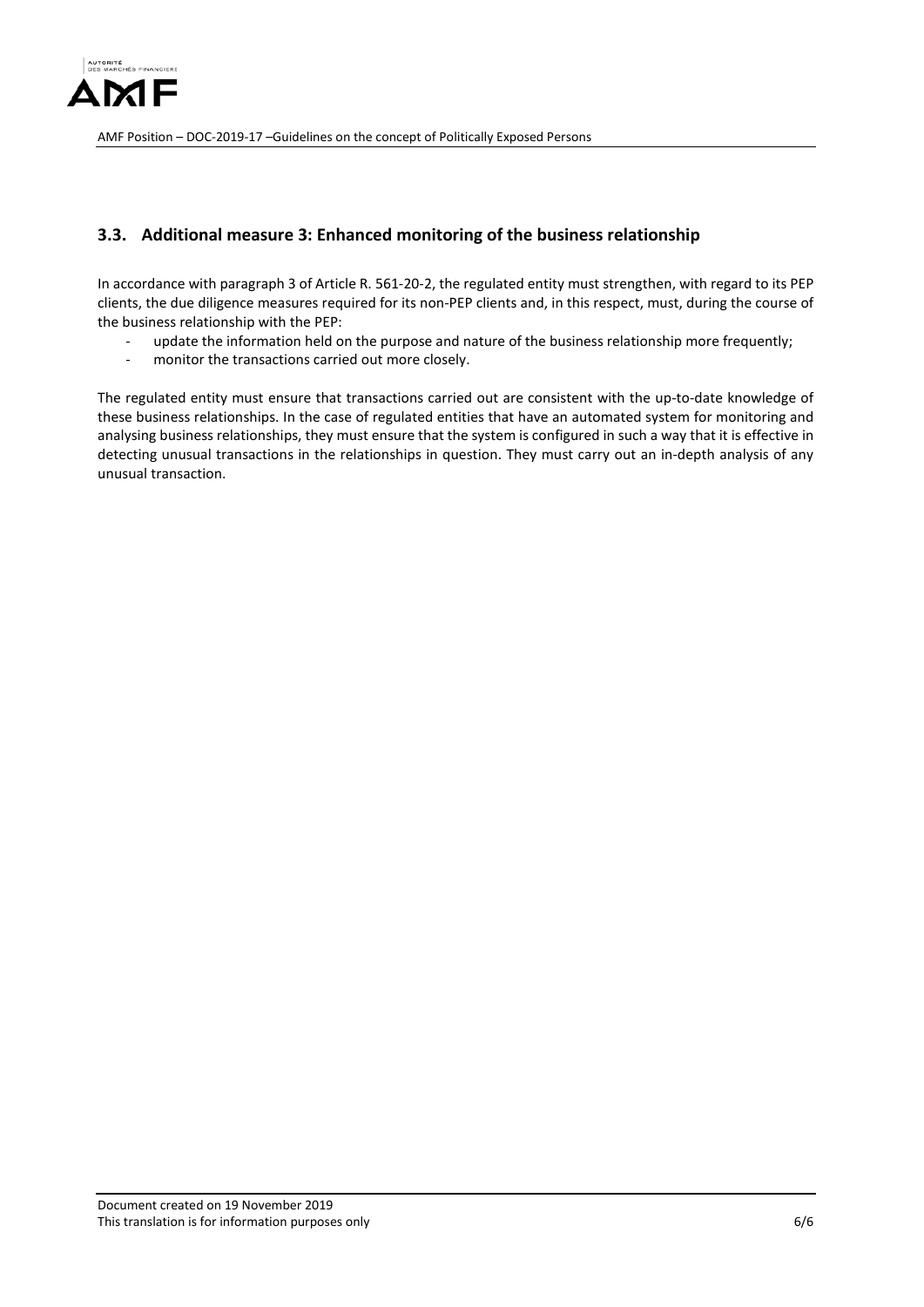### 3.3. Additional measure 3: Enhanced monitoring of the business relationship

In accordance with paragraph 3 of Article R. 561-20-2, the regulated entity must strengthen, with regard to its PEP clients, the due diligence measures required for its non-PEP clients and, in this respect, must, during the course of the business relationship with the PEP:

- update the information held on the purpose and nature of the business relationship more frequently;
- monitor the transactions carried out more closely.

The regulated entity must ensure that transactions carried out are consistent with the up-to-date knowledge of these business relationships. In the case of regulated entities that have an automated system for monitoring and analysing business relationships, they must ensure that the system is configured in such a way that it is effective in detecting unusual transactions in the relationships in question. They must carry out an in-depth analysis of any unusual transaction.